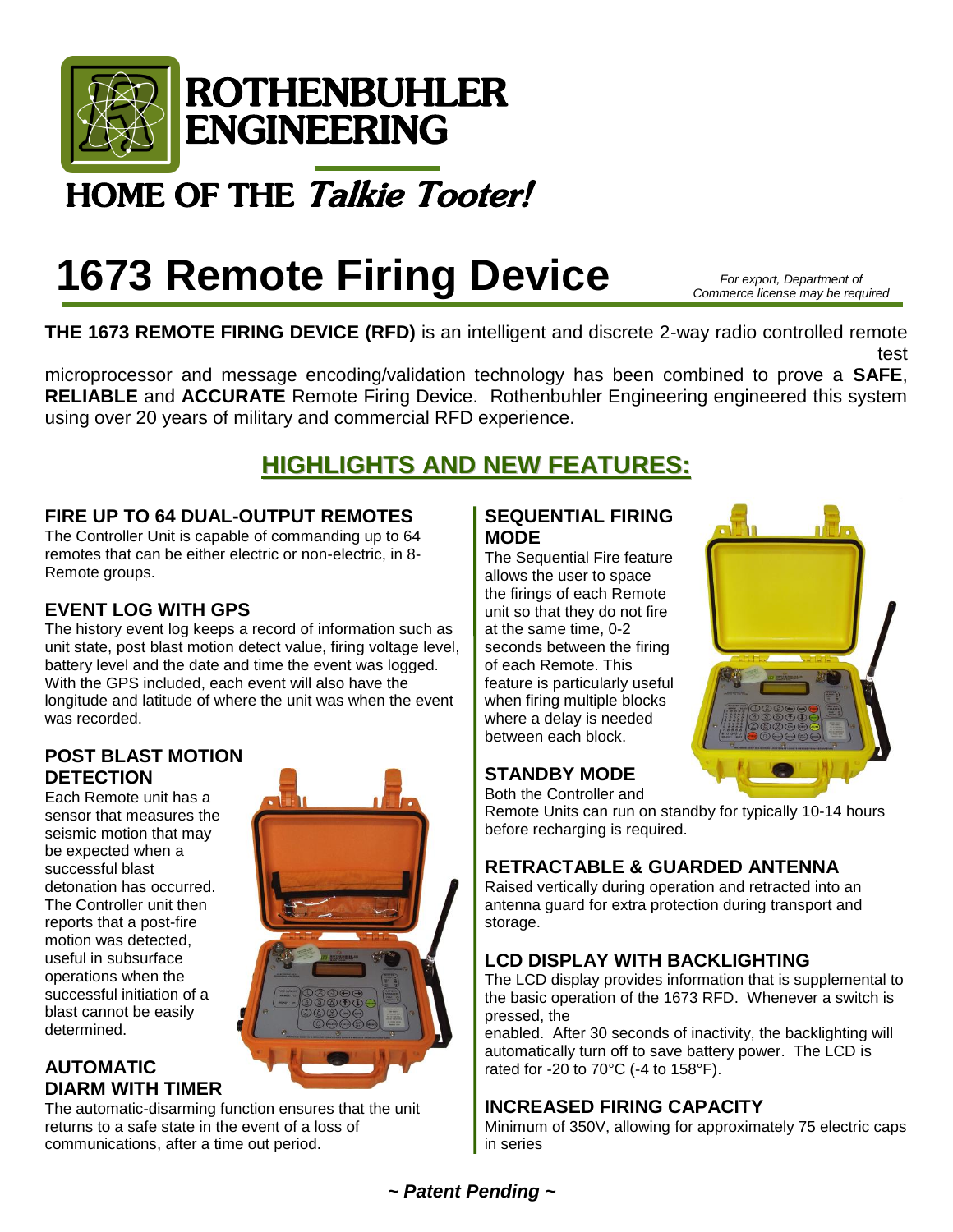# ROTHENBUHLER ENGINEERING

## HOME OF THE *Talkie Tooter!*

# 1673 Remote Firing Device

*For export, Department of Commerce license may be required*

**THE 1673 REMOTE FIRING DEVICE (RFD)** is an intelligent and discrete 2-way radio controlled remote test

microprocessor and message encoding/validation technology has been combined to prove a **SAFE**, **RELIABLE** and **ACCURATE** Remote Firing Device. Rothenbuhler Engineering engineered this system using over 20 years of military and commercial RFD experience.

## HIGHLIGHTS AND NEW FEATURES:

### FIRE UP TO 64 DUAL-OUTPUT REMOTES

The Controller Unit is capable of commanding up to 64 remotes that can be either electric or non-electric, in 8-Remote groups.

### EVENT LOG WITH GPS

The history event log keeps a record of information such as unit state, post blast motion detect value, firing voltage level, battery level and the date and time the event was logged. With the GPS included, each event will also have the longitude and latitude of where the unit was when the event was recorded.

### POST BLAST MOTION DETECTION

Each Remote unit has a sensor that measures the seismic motion that may be expected when a successful blast detonation has occurred. The Controller unit then reports that a post-fire motion was detected, useful in subsurface operations when the successful initiation of a blast cannot be easily determined.

### AUTOMATIC DIARM WITH TIMER

The automatic-disarming function ensures that the unit returns to a safe state in the event of a loss of communications, after a time out period.

### SEQUENTIAL FIRING MODE

The Sequential Fire feature allows the user to space the firings of each Remote unit so that they do not fire at the same time, 0-2 seconds between the firing of each Remote. This feature is particularly useful when firing multiple blocks where a delay is needed between each block.

### STANDBY MODE

Both the Controller and Remote Units can run on standby for typically 10-14 hours before recharging is required.

### RETRACTABLE & GUARDED ANTENNA

Raised vertically during operation and retracted into an antenna guard for extra protection during transport and storage.

### LCD DISPLAY WITH BACKLIGHTING

The LCD display provides information that is supplemental to the basic operation of the 1673 RFD. Whenever a switch is pressed, the

enabled. After 30 seconds of inactivity, the backlighting will automatically turn off to save battery power. The LCD is rated for -20 to 70°C (-4 to 158°F).

### INCREASED FIRING CAPACITY

Minimum of 350V, allowing for approximately 75 electric caps in series

***~ Patent Pending ~***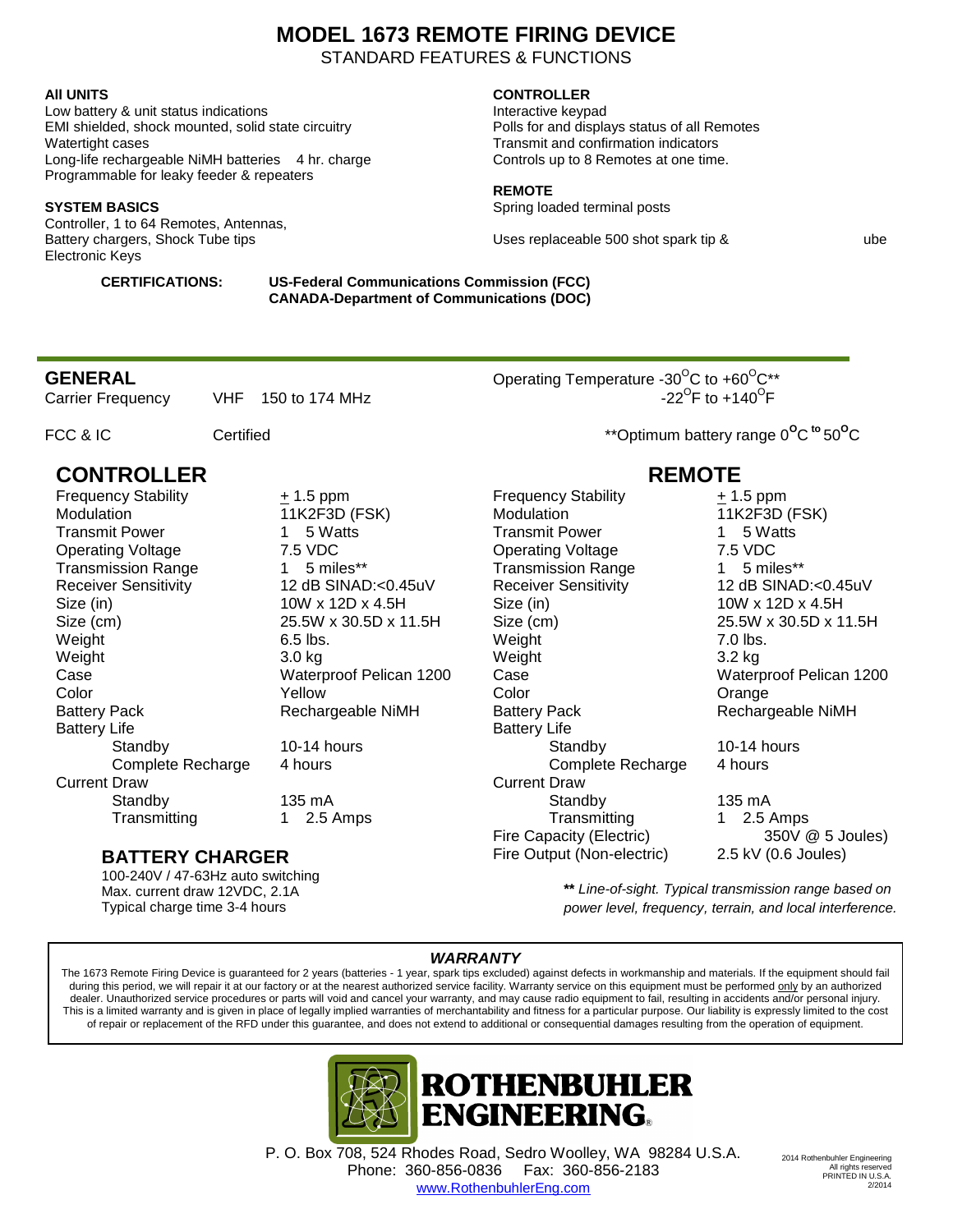# MODEL 1673 REMOTE FIRING DEVICE

STANDARD FEATURES & FUNCTIONS

**All UNITS**

Low battery & unit status indications
EMI shielded, shock mounted, solid state circuitry
Watertight cases
Long-life rechargeable NiMH batteries 4 hr. charge
Programmable for leaky feeder & repeaters

**SYSTEM BASICS**

Controller, 1 to 64 Remotes, Antennas,
Battery chargers, Shock Tube tips
Electronic Keys

**CONTROLLER**

Interactive keypad
Polls for and displays status of all Remotes
Transmit and confirmation indicators
Controls up to 8 Remotes at one time.

**REMOTE**

Spring loaded terminal posts

Uses replaceable 500 shot spark tip & ube

**CERTIFICATIONS:** **US-Federal Communications Commission (FCC)**
**CANADA-Department of Communications (DOC)**

## GENERAL

Carrier Frequency VHF 150 to 174 MHz

FCC & IC Certified

Operating Temperature -30°C to +60°C**
-22°F to +140°F

**Optimum battery range 0°C to 50°C

## CONTROLLER

| | |
|---|---|
| Frequency Stability | ± 1.5 ppm |
| Modulation | 11K2F3D (FSK) |
| Transmit Power | 1 5 Watts |
| Operating Voltage | 7.5 VDC |
| Transmission Range | 1 5 miles** |
| Receiver Sensitivity | 12 dB SINAD:<0.45uV |
| Size (in) | 10W x 12D x 4.5H |
| Size (cm) | 25.5W x 30.5D x 11.5H |
| Weight | 6.5 lbs. |
| Weight | 3.0 kg |
| Case | Waterproof Pelican 1200 |
| Color | Yellow |
| Battery Pack | Rechargeable NiMH |
| Battery Life | |
| Standby | 10-14 hours |
| Complete Recharge | 4 hours |
| Current Draw | |
| Standby | 135 mA |
| Transmitting | 1 2.5 Amps |

## REMOTE

| | |
|---|---|
| Frequency Stability | ± 1.5 ppm |
| Modulation | 11K2F3D (FSK) |
| Transmit Power | 1 5 Watts |
| Operating Voltage | 7.5 VDC |
| Transmission Range | 1 5 miles** |
| Receiver Sensitivity | 12 dB SINAD:<0.45uV |
| Size (in) | 10W x 12D x 4.5H |
| Size (cm) | 25.5W x 30.5D x 11.5H |
| Weight | 7.0 lbs. |
| Weight | 3.2 kg |
| Case | Waterproof Pelican 1200 |
| Color | Orange |
| Battery Pack | Rechargeable NiMH |
| Battery Life | |
| Standby | 10-14 hours |
| Complete Recharge | 4 hours |
| Current Draw | |
| Standby | 135 mA |
| Transmitting | 1 2.5 Amps |
| Fire Capacity (Electric) | 350V @ 5 Joules) |
| Fire Output (Non-electric) | 2.5 kV (0.6 Joules) |

## BATTERY CHARGER

100-240V / 47-63Hz auto switching
Max. current draw 12VDC, 2.1A
Typical charge time 3-4 hours

***\*\**** *Line-of-sight. Typical transmission range based on power level, frequency, terrain, and local interference.*

### *WARRANTY*

The 1673 Remote Firing Device is guaranteed for 2 years (batteries - 1 year, spark tips excluded) against defects in workmanship and materials. If the equipment should fail during this period, we will repair it at our factory or at the nearest authorized service facility. Warranty service on this equipment must be performed only by an authorized dealer. Unauthorized service procedures or parts will void and cancel your warranty, and may cause radio equipment to fail, resulting in accidents and/or personal injury. This is a limited warranty and is given in place of legally implied warranties of merchantability and fitness for a particular purpose. Our liability is expressly limited to the cost of repair or replacement of the RFD under this guarantee, and does not extend to additional or consequential damages resulting from the operation of equipment.

**ROTHENBUHLER ENGINEERING®**

P. O. Box 708, 524 Rhodes Road, Sedro Woolley, WA 98284 U.S.A.
Phone: 360-856-0836 Fax: 360-856-2183
www.RothenbuhlerEng.com

2014 Rothenbuhler Engineering
All rights reserved
PRINTED IN U.S.A.
2/2014